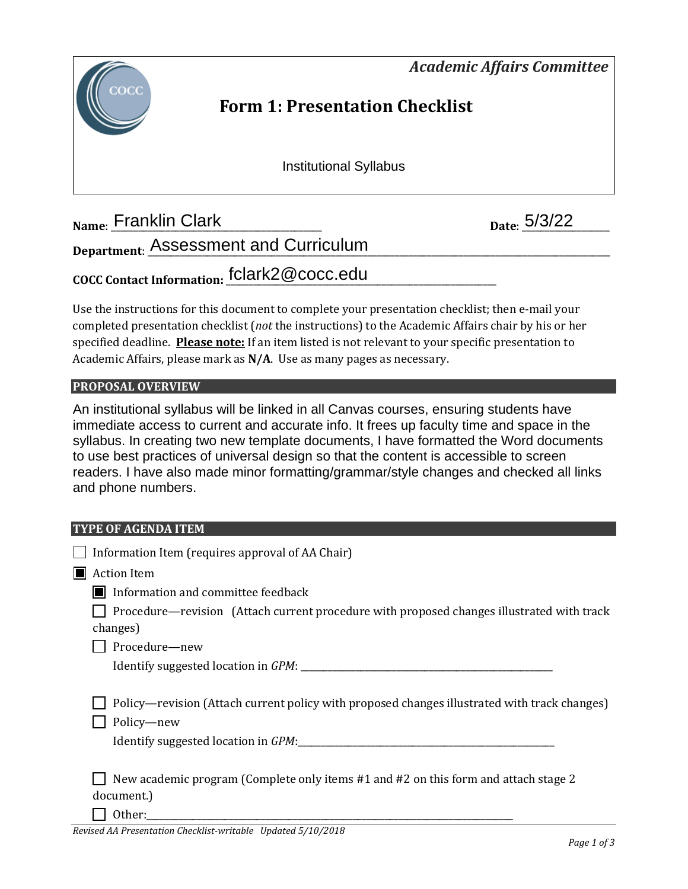*Academic Affairs Committee*

# Form 1: Presentation Checklist

Institutional Syllabus

**Name**: Franklin Clark **Date**: 5/3/22

**Department**: Assessment and Curriculum

**COCC Contact Information:** fclark2@cocc.edu

Use the instructions for this document to complete your presentation checklist; then e-mail your completed presentation checklist (*not* the instructions) to the Academic Affairs chair by his or her specified deadline. **Please note:** If an item listed is not relevant to your specific presentation to Academic Affairs, please mark as **N/A**. Use as many pages as necessary.

## PROPOSAL OVERVIEW

An institutional syllabus will be linked in all Canvas courses, ensuring students have immediate access to current and accurate info. It frees up faculty time and space in the syllabus. In creating two new template documents, I have formatted the Word documents to use best practices of universal design so that the content is accessible to screen readers. I have also made minor formatting/grammar/style changes and checked all links and phone numbers.

## TYPE OF AGENDA ITEM

- [ ] Information Item (requires approval of AA Chair)
- [x] Action Item
  - [x] Information and committee feedback
  - [ ] Procedure—revision (Attach current procedure with proposed changes illustrated with track changes)
  - [ ] Procedure—new
    Identify suggested location in *GPM*: ______
  - [ ] Policy—revision (Attach current policy with proposed changes illustrated with track changes)
  - [ ] Policy—new
    Identify suggested location in *GPM*: ______
  - [ ] New academic program (Complete only items #1 and #2 on this form and attach stage 2 document.)
  - [ ] Other: ______

*Revised AA Presentation Checklist-writable Updated 5/10/2018*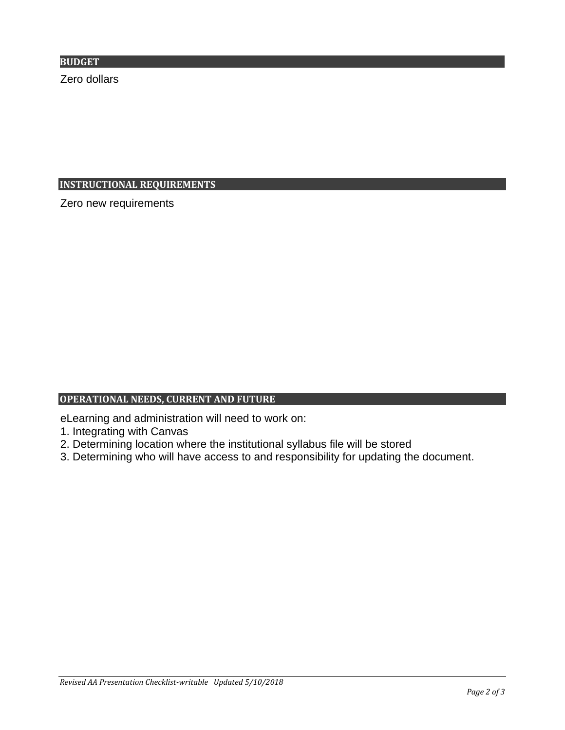## BUDGET

Zero dollars

## INSTRUCTIONAL REQUIREMENTS

Zero new requirements

## OPERATIONAL NEEDS, CURRENT AND FUTURE

eLearning and administration will need to work on:

1. Integrating with Canvas
2. Determining location where the institutional syllabus file will be stored
3. Determining who will have access to and responsibility for updating the document.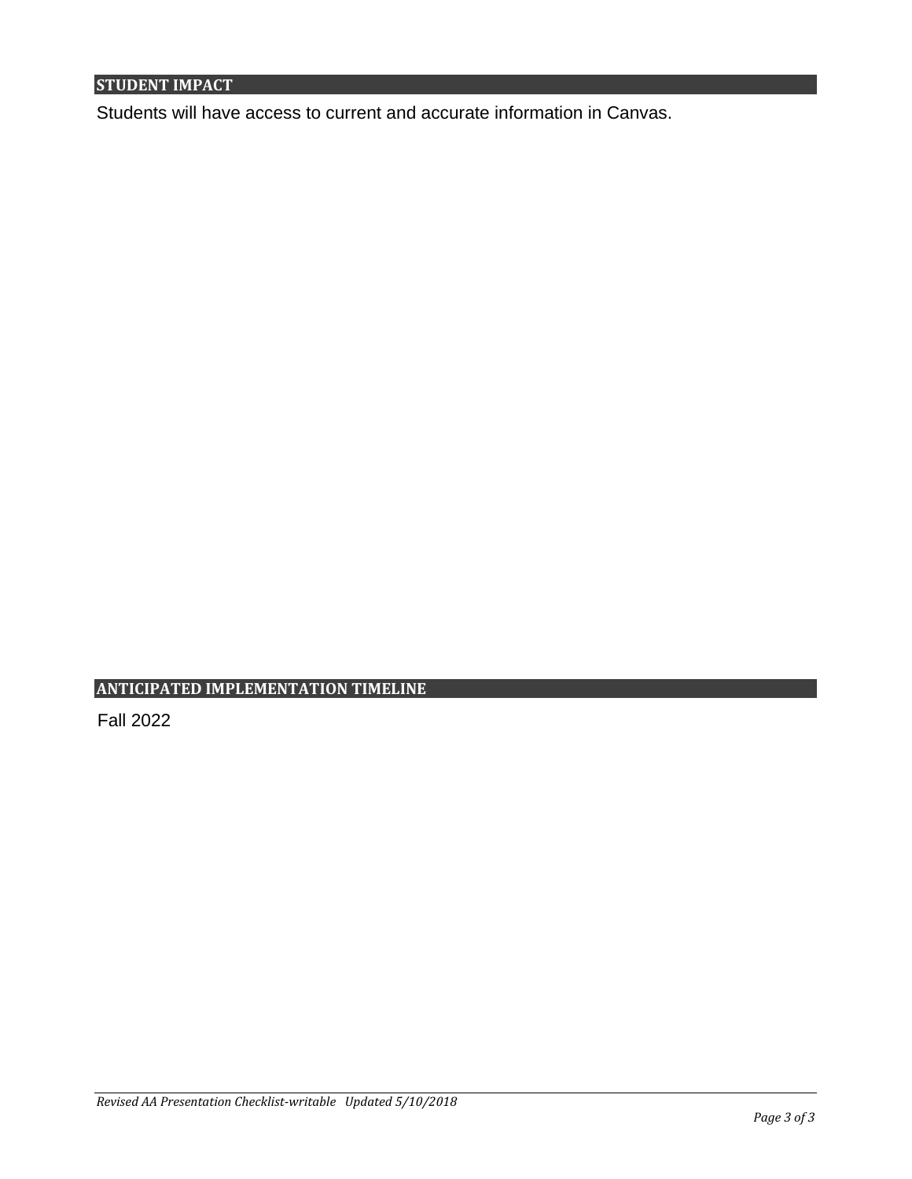## STUDENT IMPACT

Students will have access to current and accurate information in Canvas.

## ANTICIPATED IMPLEMENTATION TIMELINE

Fall 2022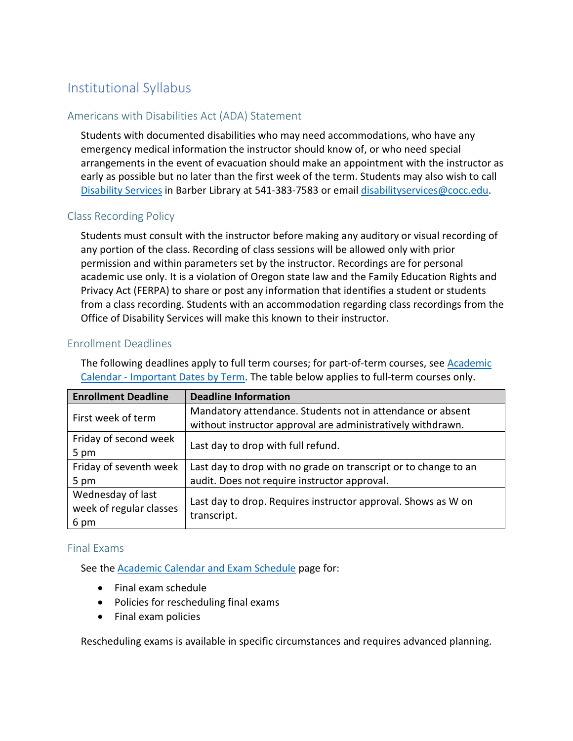# Institutional Syllabus

## Americans with Disabilities Act (ADA) Statement

Students with documented disabilities who may need accommodations, who have any emergency medical information the instructor should know of, or who need special arrangements in the event of evacuation should make an appointment with the instructor as early as possible but no later than the first week of the term. Students may also wish to call Disability Services in Barber Library at 541-383-7583 or email disabilityservices@cocc.edu.

## Class Recording Policy

Students must consult with the instructor before making any auditory or visual recording of any portion of the class. Recording of class sessions will be allowed only with prior permission and within parameters set by the instructor. Recordings are for personal academic use only. It is a violation of Oregon state law and the Family Education Rights and Privacy Act (FERPA) to share or post any information that identifies a student or students from a class recording. Students with an accommodation regarding class recordings from the Office of Disability Services will make this known to their instructor.

## Enrollment Deadlines

The following deadlines apply to full term courses; for part-of-term courses, see Academic Calendar - Important Dates by Term. The table below applies to full-term courses only.

| Enrollment Deadline | Deadline Information |
|---|---|
| First week of term | Mandatory attendance. Students not in attendance or absent without instructor approval are administratively withdrawn. |
| Friday of second week 5 pm | Last day to drop with full refund. |
| Friday of seventh week 5 pm | Last day to drop with no grade on transcript or to change to an audit. Does not require instructor approval. |
| Wednesday of last week of regular classes 6 pm | Last day to drop. Requires instructor approval. Shows as W on transcript. |

## Final Exams

See the Academic Calendar and Exam Schedule page for:

- Final exam schedule
- Policies for rescheduling final exams
- Final exam policies

Rescheduling exams is available in specific circumstances and requires advanced planning.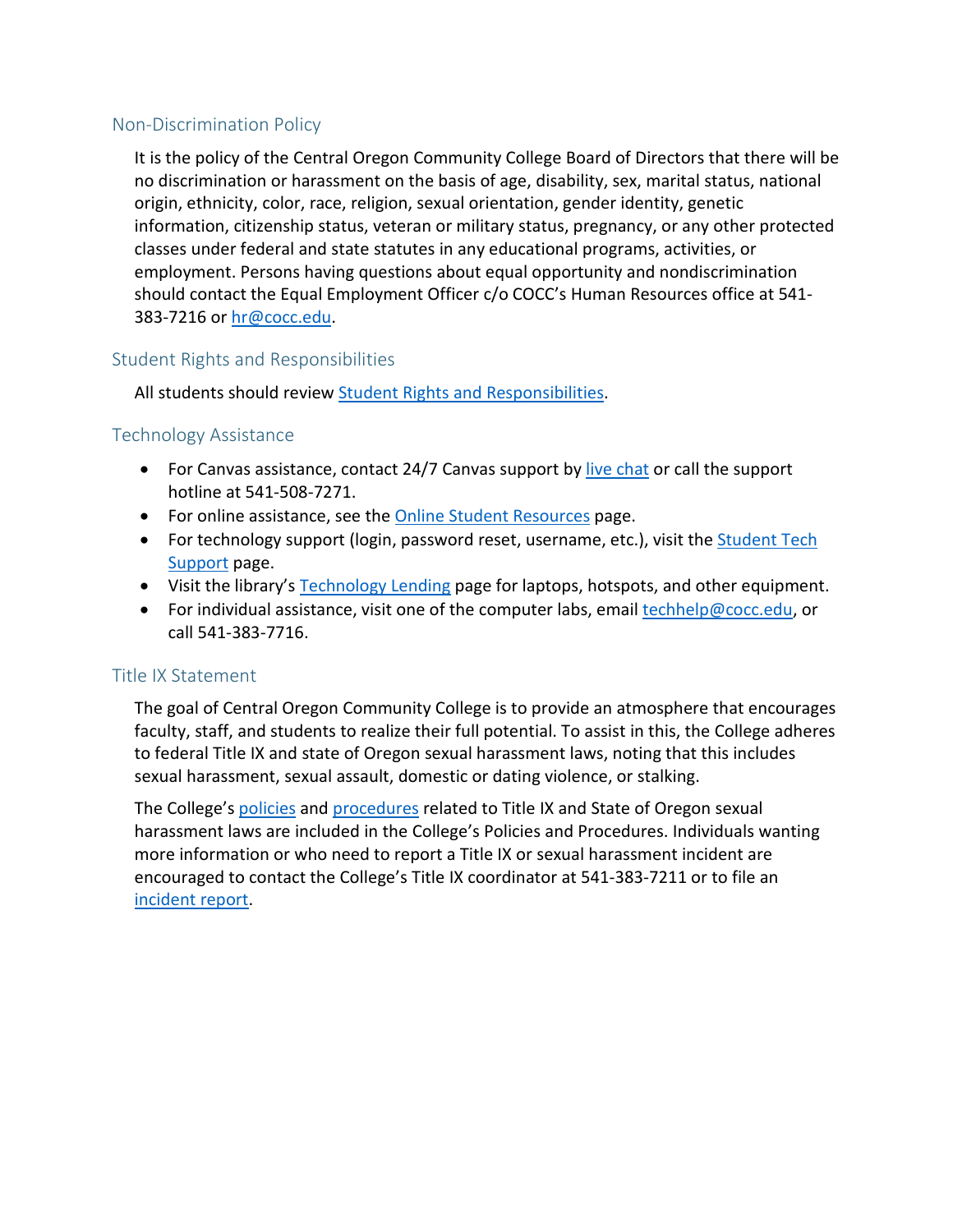## Non-Discrimination Policy

It is the policy of the Central Oregon Community College Board of Directors that there will be no discrimination or harassment on the basis of age, disability, sex, marital status, national origin, ethnicity, color, race, religion, sexual orientation, gender identity, genetic information, citizenship status, veteran or military status, pregnancy, or any other protected classes under federal and state statutes in any educational programs, activities, or employment. Persons having questions about equal opportunity and nondiscrimination should contact the Equal Employment Officer c/o COCC's Human Resources office at 541-383-7216 or hr@cocc.edu.

## Student Rights and Responsibilities

All students should review Student Rights and Responsibilities.

## Technology Assistance

- For Canvas assistance, contact 24/7 Canvas support by live chat or call the support hotline at 541-508-7271.
- For online assistance, see the Online Student Resources page.
- For technology support (login, password reset, username, etc.), visit the Student Tech Support page.
- Visit the library's Technology Lending page for laptops, hotspots, and other equipment.
- For individual assistance, visit one of the computer labs, email techhelp@cocc.edu, or call 541-383-7716.

## Title IX Statement

The goal of Central Oregon Community College is to provide an atmosphere that encourages faculty, staff, and students to realize their full potential. To assist in this, the College adheres to federal Title IX and state of Oregon sexual harassment laws, noting that this includes sexual harassment, sexual assault, domestic or dating violence, or stalking.

The College's policies and procedures related to Title IX and State of Oregon sexual harassment laws are included in the College's Policies and Procedures. Individuals wanting more information or who need to report a Title IX or sexual harassment incident are encouraged to contact the College's Title IX coordinator at 541-383-7211 or to file an incident report.